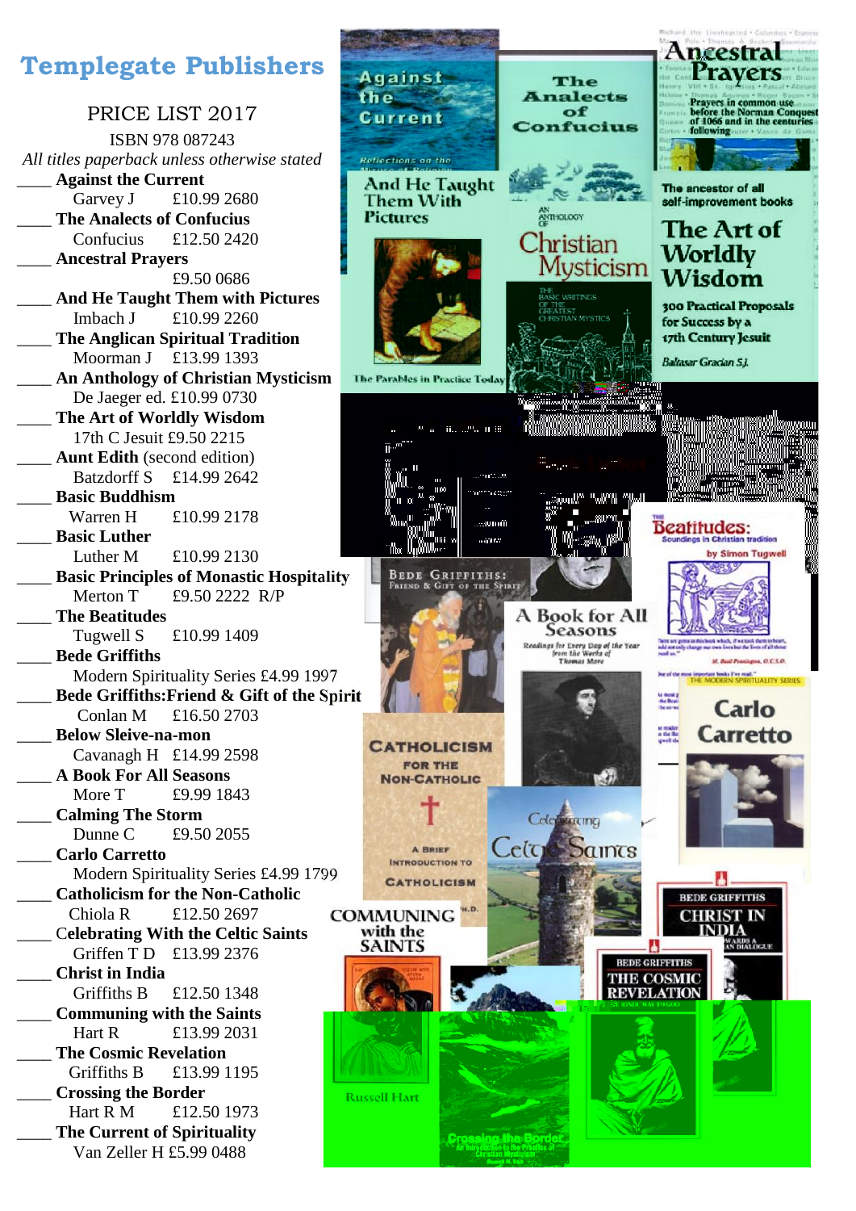# Templegate Publishers

## PRICE LIST 2017

ISBN 978 087243

*All titles paperback unless otherwise stated*

____ **Against the Current**
Garvey J £10.99 2680

____ **The Analects of Confucius**
Confucius £12.50 2420

____ **Ancestral Prayers**
£9.50 0686

____ **And He Taught Them with Pictures**
Imbach J £10.99 2260

____ **The Anglican Spiritual Tradition**
Moorman J £13.99 1393

____ **An Anthology of Christian Mysticism**
De Jaeger ed. £10.99 0730

____ **The Art of Worldly Wisdom**
17th C Jesuit £9.50 2215

____ **Aunt Edith** (second edition)
Batzdorff S £14.99 2642

____ **Basic Buddhism**
Warren H £10.99 2178

____ **Basic Luther**
Luther M £10.99 2130

____ **Basic Principles of Monastic Hospitality**
Merton T £9.50 2222 R/P

____ **The Beatitudes**
Tugwell S £10.99 1409

____ **Bede Griffiths**
Modern Spirituality Series £4.99 1997

____ **Bede Griffiths:Friend & Gift of the Spirit**
Conlan M £16.50 2703

____ **Below Sleive-na-mon**
Cavanagh H £14.99 2598

____ **A Book For All Seasons**
More T £9.99 1843

____ **Calming The Storm**
Dunne C £9.50 2055

____ **Carlo Carretto**
Modern Spirituality Series £4.99 1799

____ **Catholicism for the Non-Catholic**
Chiola R £12.50 2697

____ **Celebrating With the Celtic Saints**
Griffen T D £13.99 2376

____ **Christ in India**
Griffiths B £12.50 1348

____ **Communing with the Saints**
Hart R £13.99 2031

____ **The Cosmic Revelation**
Griffiths B £13.99 1195

____ **Crossing the Border**
Hart R M £12.50 1973

____ **The Current of Spirituality**
Van Zeller H £5.99 0488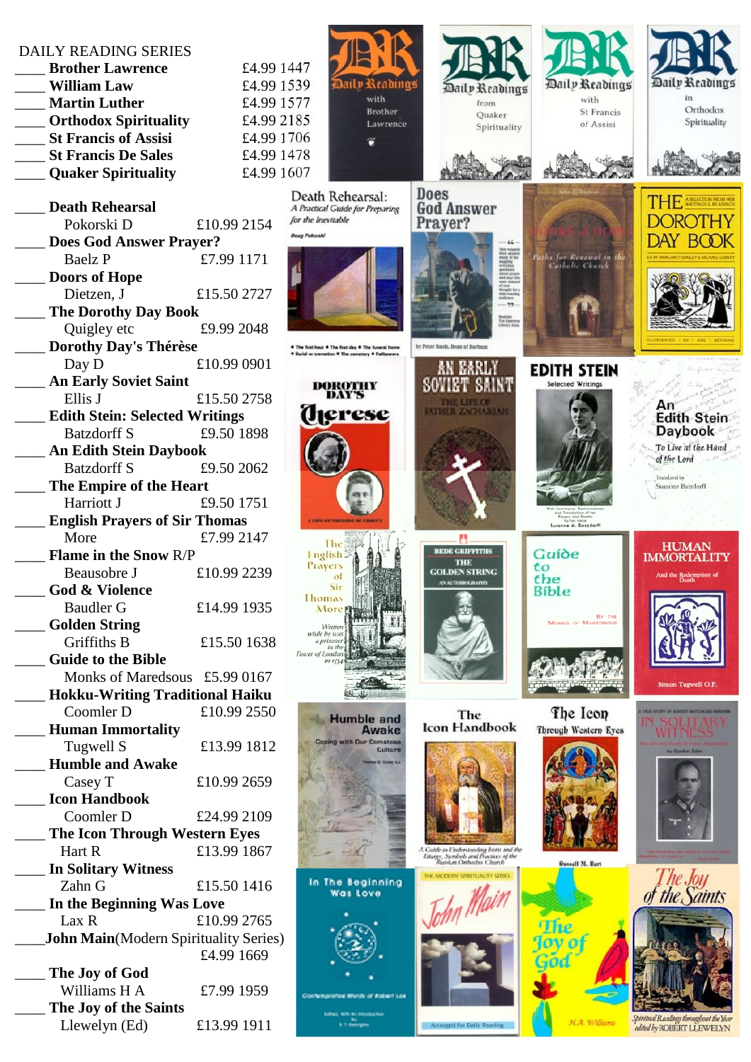DAILY READING SERIES

____ **Brother Lawrence** £4.99 1447
____ **William Law** £4.99 1539
____ **Martin Luther** £4.99 1577
____ **Orthodox Spirituality** £4.99 2185
____ **St Francis of Assisi** £4.99 1706
____ **St Francis De Sales** £4.99 1478
____ **Quaker Spirituality** £4.99 1607

____ **Death Rehearsal**
Pokorski D £10.99 2154

____ **Does God Answer Prayer?**
Baelz P £7.99 1171

____ **Doors of Hope**
Dietzen, J £15.50 2727

____ **The Dorothy Day Book**
Quigley etc £9.99 2048

____ **Dorothy Day's Thérèse**
Day D £10.99 0901

____ **An Early Soviet Saint**
Ellis J £15.50 2758

____ **Edith Stein: Selected Writings**
Batzdorff S £9.50 1898

____ **An Edith Stein Daybook**
Batzdorff S £9.50 2062

____ **The Empire of the Heart**
Harriott J £9.50 1751

____ **English Prayers of Sir Thomas**
More £7.99 2147

____ **Flame in the Snow** R/P
Beausobre J £10.99 2239

____ **God & Violence**
Baudler G £14.99 1935

____ **Golden String**
Griffiths B £15.50 1638

____ **Guide to the Bible**
Monks of Maredsous £5.99 0167

____ **Hokku-Writing Traditional Haiku**
Coomler D £10.99 2550

____ **Human Immortality**
Tugwell S £13.99 1812

____ **Humble and Awake**
Casey T £10.99 2659

____ **Icon Handbook**
Coomler D £24.99 2109

____ **The Icon Through Western Eyes**
Hart R £13.99 1867

____ **In Solitary Witness**
Zahn G £15.50 1416

____ **In the Beginning Was Love**
Lax R £10.99 2765

____ **John Main**(Modern Spirituality Series)
£4.99 1669

____ **The Joy of God**
Williams H A £7.99 1959

____ **The Joy of the Saints**
Llewelyn (Ed) £13.99 1911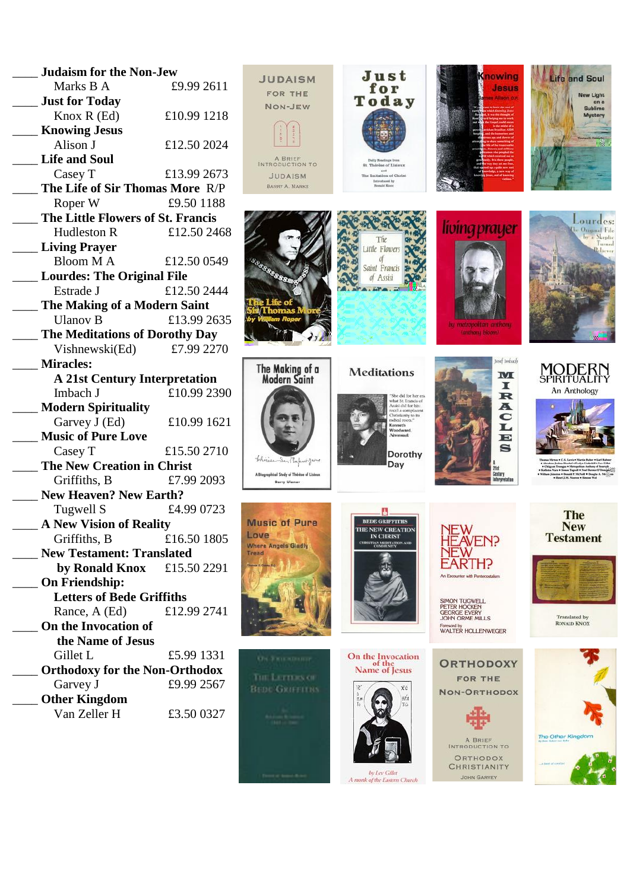____ **Judaism for the Non-Jew**
Marks B A £9.99 2611

____ **Just for Today**
Knox R (Ed) £10.99 1218

____ **Knowing Jesus**
Alison J £12.50 2024

____ **Life and Soul**
Casey T £13.99 2673

____ **The Life of Sir Thomas More** R/P
Roper W £9.50 1188

____ **The Little Flowers of St. Francis**
Hudleston R £12.50 2468

____ **Living Prayer**
Bloom M A £12.50 0549

____ **Lourdes: The Original File**
Estrade J £12.50 2444

____ **The Making of a Modern Saint**
Ulanov B £13.99 2635

____ **The Meditations of Dorothy Day**
Vishnewski(Ed) £7.99 2270

____ **Miracles:**
**A 21st Century Interpretation**
Imbach J £10.99 2390

____ **Modern Spirituality**
Garvey J (Ed) £10.99 1621

____ **Music of Pure Love**
Casey T £15.50 2710

____ **The New Creation in Christ**
Griffiths, B £7.99 2093

____ **New Heaven? New Earth?**
Tugwell S £4.99 0723

____ **A New Vision of Reality**
Griffiths, B £16.50 1805

____ **New Testament: Translated**
**by Ronald Knox** £15.50 2291

____ **On Friendship:**
**Letters of Bede Griffiths**
Rance, A (Ed) £12.99 2741

____ **On the Invocation of**
**the Name of Jesus**
Gillet L £5.99 1331

____ **Orthodoxy for the Non-Orthodox**
Garvey J £9.99 2567

____ **Other Kingdom**
Van Zeller H £3.50 0327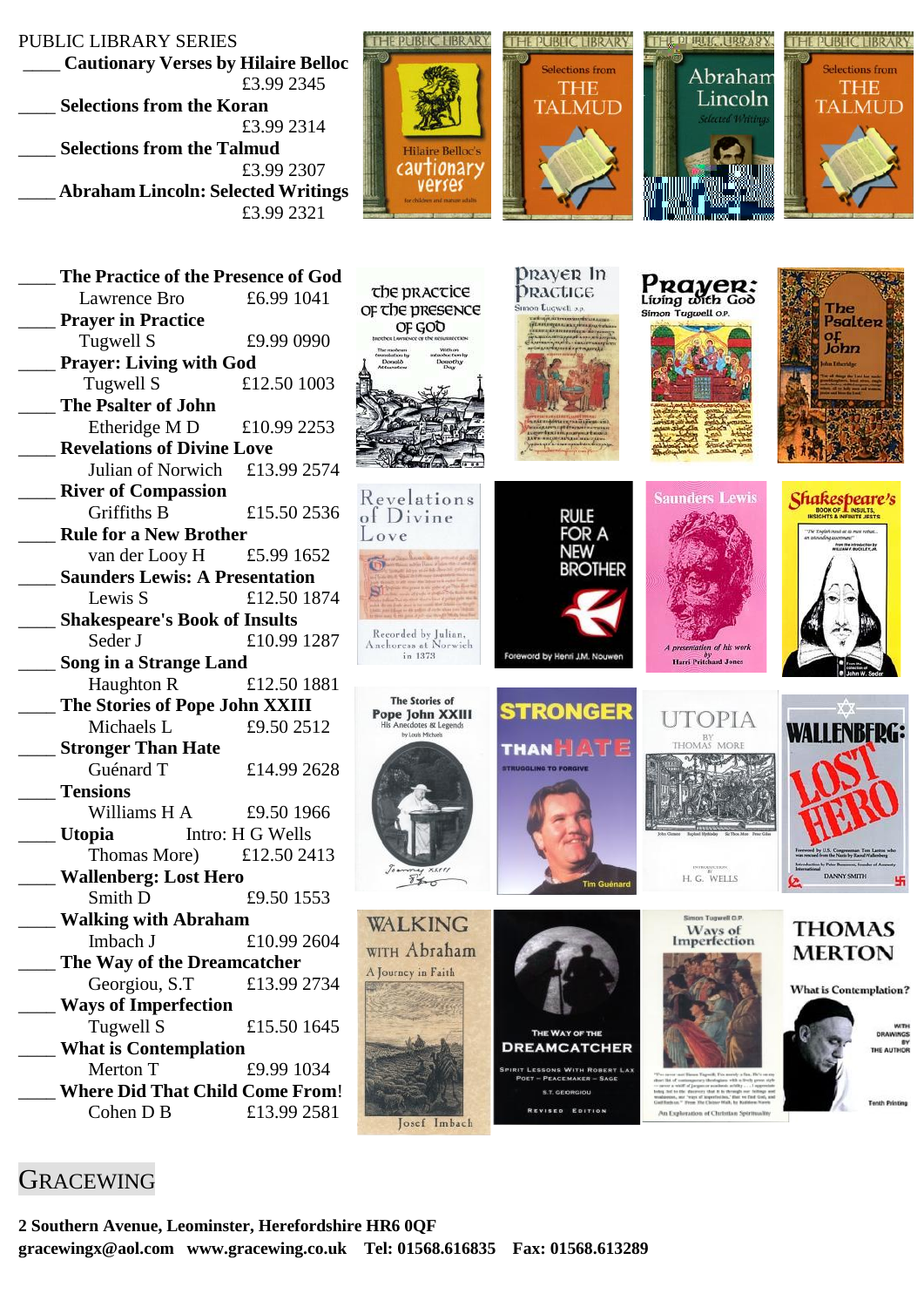PUBLIC LIBRARY SERIES

____ **Cautionary Verses by Hilaire Belloc**
£3.99 2345

____ **Selections from the Koran**
£3.99 2314

____ **Selections from the Talmud**
£3.99 2307

____ **Abraham Lincoln: Selected Writings**
£3.99 2321

____ **The Practice of the Presence of God**
Lawrence Bro £6.99 1041

____ **Prayer in Practice**
Tugwell S £9.99 0990

____ **Prayer: Living with God**
Tugwell S £12.50 1003

____ **The Psalter of John**
Etheridge M D £10.99 2253

____ **Revelations of Divine Love**
Julian of Norwich £13.99 2574

____ **River of Compassion**
Griffiths B £15.50 2536

____ **Rule for a New Brother**
van der Looy H £5.99 1652

____ **Saunders Lewis: A Presentation**
Lewis S £12.50 1874

____ **Shakespeare's Book of Insults**
Seder J £10.99 1287

____ **Song in a Strange Land**
Haughton R £12.50 1881

____ **The Stories of Pope John XXIII**
Michaels L £9.50 2512

____ **Stronger Than Hate**
Guénard T £14.99 2628

____ **Tensions**
Williams H A £9.50 1966

____ **Utopia** Intro: H G Wells
Thomas More) £12.50 2413

____ **Wallenberg: Lost Hero**
Smith D £9.50 1553

____ **Walking with Abraham**
Imbach J £10.99 2604

____ **The Way of the Dreamcatcher**
Georgiou, S.T £13.99 2734

____ **Ways of Imperfection**
Tugwell S £15.50 1645

____ **What is Contemplation**
Merton T £9.99 1034

____ **Where Did That Child Come From!**
Cohen D B £13.99 2581

# GRACEWING

**2 Southern Avenue, Leominster, Herefordshire HR6 0QF**
**gracewingx@aol.com www.gracewing.co.uk Tel: 01568.616835 Fax: 01568.613289**